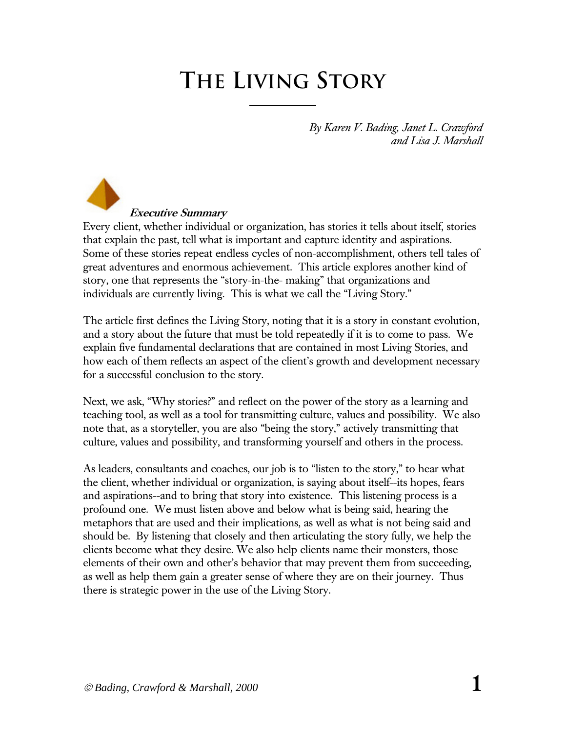# THE LIVING STORY

*By Karen V. Bading, Janet L. Crawford and Lisa J. Marshall*

***Executive Summary***

Every client, whether individual or organization, has stories it tells about itself, stories that explain the past, tell what is important and capture identity and aspirations. Some of these stories repeat endless cycles of non-accomplishment, others tell tales of great adventures and enormous achievement. This article explores another kind of story, one that represents the "story-in-the- making" that organizations and individuals are currently living. This is what we call the "Living Story."

The article first defines the Living Story, noting that it is a story in constant evolution, and a story about the future that must be told repeatedly if it is to come to pass. We explain five fundamental declarations that are contained in most Living Stories, and how each of them reflects an aspect of the client's growth and development necessary for a successful conclusion to the story.

Next, we ask, "Why stories?" and reflect on the power of the story as a learning and teaching tool, as well as a tool for transmitting culture, values and possibility. We also note that, as a storyteller, you are also "being the story," actively transmitting that culture, values and possibility, and transforming yourself and others in the process.

As leaders, consultants and coaches, our job is to "listen to the story," to hear what the client, whether individual or organization, is saying about itself--its hopes, fears and aspirations--and to bring that story into existence. This listening process is a profound one. We must listen above and below what is being said, hearing the metaphors that are used and their implications, as well as what is not being said and should be. By listening that closely and then articulating the story fully, we help the clients become what they desire. We also help clients name their monsters, those elements of their own and other's behavior that may prevent them from succeeding, as well as help them gain a greater sense of where they are on their journey. Thus there is strategic power in the use of the Living Story.

*© Bading, Crawford & Marshall, 2000*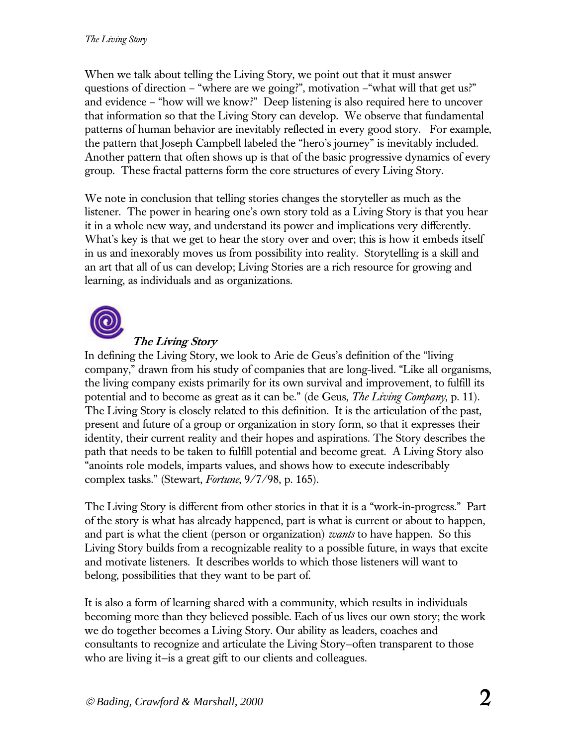When we talk about telling the Living Story, we point out that it must answer questions of direction – "where are we going?", motivation –"what will that get us?" and evidence – "how will we know?" Deep listening is also required here to uncover that information so that the Living Story can develop. We observe that fundamental patterns of human behavior are inevitably reflected in every good story. For example, the pattern that Joseph Campbell labeled the "hero's journey" is inevitably included. Another pattern that often shows up is that of the basic progressive dynamics of every group. These fractal patterns form the core structures of every Living Story.

We note in conclusion that telling stories changes the storyteller as much as the listener. The power in hearing one's own story told as a Living Story is that you hear it in a whole new way, and understand its power and implications very differently. What's key is that we get to hear the story over and over; this is how it embeds itself in us and inexorably moves us from possibility into reality. Storytelling is a skill and an art that all of us can develop; Living Stories are a rich resource for growing and learning, as individuals and as organizations.

## ***The Living Story***

In defining the Living Story, we look to Arie de Geus's definition of the "living company," drawn from his study of companies that are long-lived. "Like all organisms, the living company exists primarily for its own survival and improvement, to fulfill its potential and to become as great as it can be." (de Geus, *The Living Company*, p. 11). The Living Story is closely related to this definition. It is the articulation of the past, present and future of a group or organization in story form, so that it expresses their identity, their current reality and their hopes and aspirations. The Story describes the path that needs to be taken to fulfill potential and become great. A Living Story also "anoints role models, imparts values, and shows how to execute indescribably complex tasks." (Stewart, *Fortune*, 9/7/98, p. 165).

The Living Story is different from other stories in that it is a "work-in-progress." Part of the story is what has already happened, part is what is current or about to happen, and part is what the client (person or organization) *wants* to have happen. So this Living Story builds from a recognizable reality to a possible future, in ways that excite and motivate listeners. It describes worlds to which those listeners will want to belong, possibilities that they want to be part of.

It is also a form of learning shared with a community, which results in individuals becoming more than they believed possible. Each of us lives our own story; the work we do together becomes a Living Story. Our ability as leaders, coaches and consultants to recognize and articulate the Living Story–often transparent to those who are living it–is a great gift to our clients and colleagues.

© Bading, Crawford & Marshall, 2000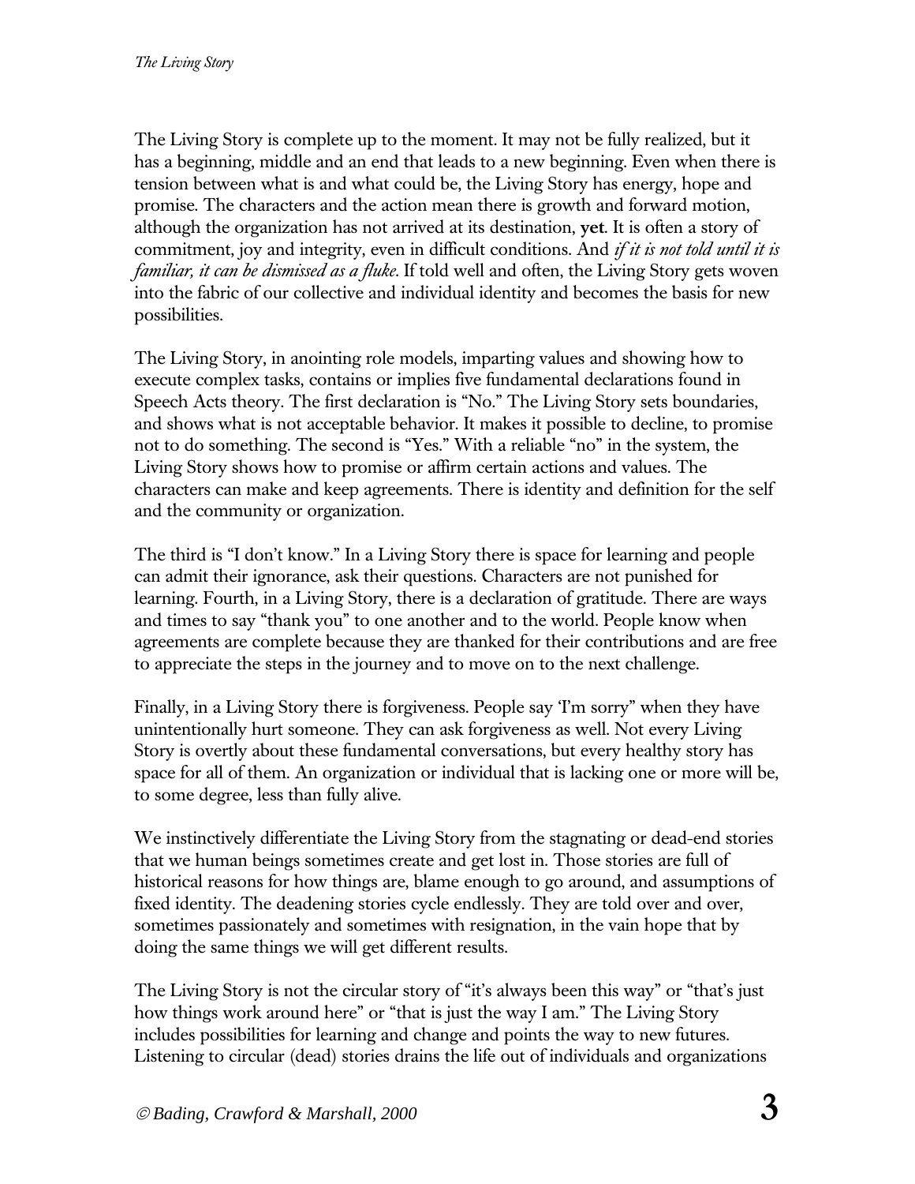The Living Story is complete up to the moment. It may not be fully realized, but it has a beginning, middle and an end that leads to a new beginning. Even when there is tension between what is and what could be, the Living Story has energy, hope and promise. The characters and the action mean there is growth and forward motion, although the organization has not arrived at its destination, **yet**. It is often a story of commitment, joy and integrity, even in difficult conditions. And *if it is not told until it is familiar, it can be dismissed as a fluke.* If told well and often, the Living Story gets woven into the fabric of our collective and individual identity and becomes the basis for new possibilities.

The Living Story, in anointing role models, imparting values and showing how to execute complex tasks, contains or implies five fundamental declarations found in Speech Acts theory. The first declaration is "No." The Living Story sets boundaries, and shows what is not acceptable behavior. It makes it possible to decline, to promise not to do something. The second is "Yes." With a reliable "no" in the system, the Living Story shows how to promise or affirm certain actions and values. The characters can make and keep agreements. There is identity and definition for the self and the community or organization.

The third is "I don't know." In a Living Story there is space for learning and people can admit their ignorance, ask their questions. Characters are not punished for learning. Fourth, in a Living Story, there is a declaration of gratitude. There are ways and times to say "thank you" to one another and to the world. People know when agreements are complete because they are thanked for their contributions and are free to appreciate the steps in the journey and to move on to the next challenge.

Finally, in a Living Story there is forgiveness. People say 'I'm sorry" when they have unintentionally hurt someone. They can ask forgiveness as well. Not every Living Story is overtly about these fundamental conversations, but every healthy story has space for all of them. An organization or individual that is lacking one or more will be, to some degree, less than fully alive.

We instinctively differentiate the Living Story from the stagnating or dead-end stories that we human beings sometimes create and get lost in. Those stories are full of historical reasons for how things are, blame enough to go around, and assumptions of fixed identity. The deadening stories cycle endlessly. They are told over and over, sometimes passionately and sometimes with resignation, in the vain hope that by doing the same things we will get different results.

The Living Story is not the circular story of "it's always been this way" or "that's just how things work around here" or "that is just the way I am." The Living Story includes possibilities for learning and change and points the way to new futures. Listening to circular (dead) stories drains the life out of individuals and organizations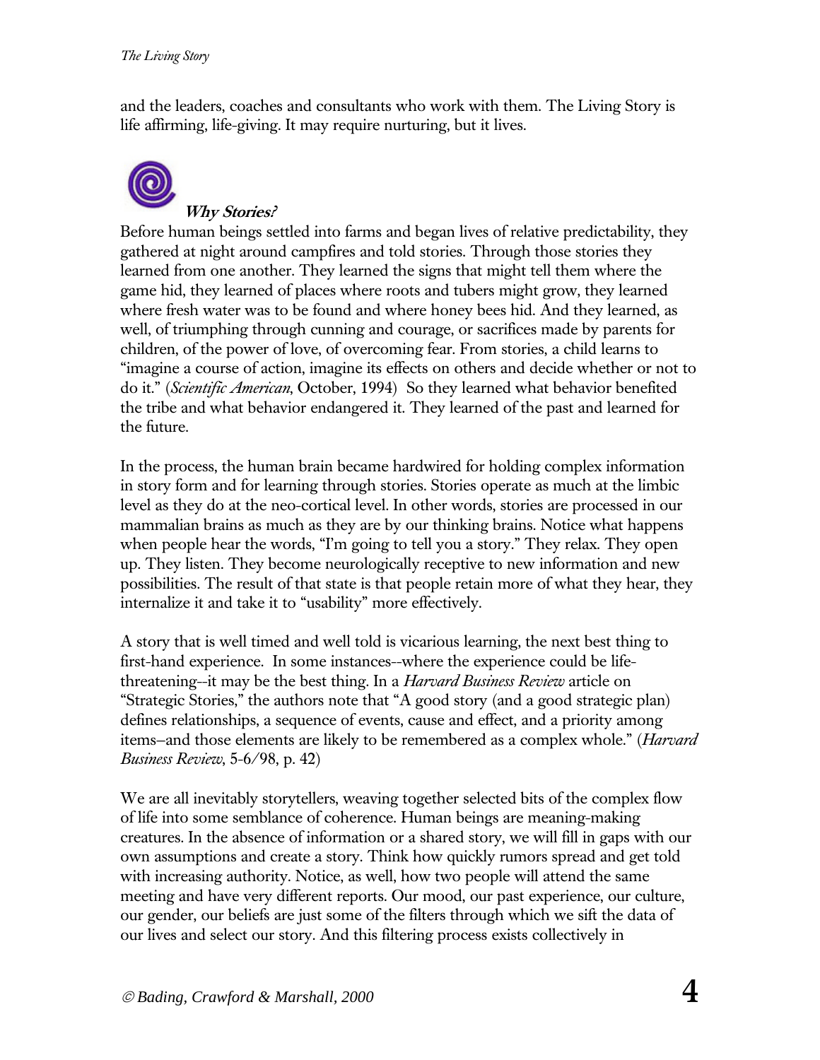and the leaders, coaches and consultants who work with them. The Living Story is life affirming, life-giving. It may require nurturing, but it lives.

### *Why Stories?*

Before human beings settled into farms and began lives of relative predictability, they gathered at night around campfires and told stories. Through those stories they learned from one another. They learned the signs that might tell them where the game hid, they learned of places where roots and tubers might grow, they learned where fresh water was to be found and where honey bees hid. And they learned, as well, of triumphing through cunning and courage, or sacrifices made by parents for children, of the power of love, of overcoming fear. From stories, a child learns to "imagine a course of action, imagine its effects on others and decide whether or not to do it." (*Scientific American*, October, 1994) So they learned what behavior benefited the tribe and what behavior endangered it. They learned of the past and learned for the future.

In the process, the human brain became hardwired for holding complex information in story form and for learning through stories. Stories operate as much at the limbic level as they do at the neo-cortical level. In other words, stories are processed in our mammalian brains as much as they are by our thinking brains. Notice what happens when people hear the words, "I'm going to tell you a story." They relax. They open up. They listen. They become neurologically receptive to new information and new possibilities. The result of that state is that people retain more of what they hear, they internalize it and take it to "usability" more effectively.

A story that is well timed and well told is vicarious learning, the next best thing to first-hand experience. In some instances--where the experience could be life-threatening--it may be the best thing. In a *Harvard Business Review* article on "Strategic Stories," the authors note that "A good story (and a good strategic plan) defines relationships, a sequence of events, cause and effect, and a priority among items–and those elements are likely to be remembered as a complex whole." (*Harvard Business Review*, 5-6/98, p. 42)

We are all inevitably storytellers, weaving together selected bits of the complex flow of life into some semblance of coherence. Human beings are meaning-making creatures. In the absence of information or a shared story, we will fill in gaps with our own assumptions and create a story. Think how quickly rumors spread and get told with increasing authority. Notice, as well, how two people will attend the same meeting and have very different reports. Our mood, our past experience, our culture, our gender, our beliefs are just some of the filters through which we sift the data of our lives and select our story. And this filtering process exists collectively in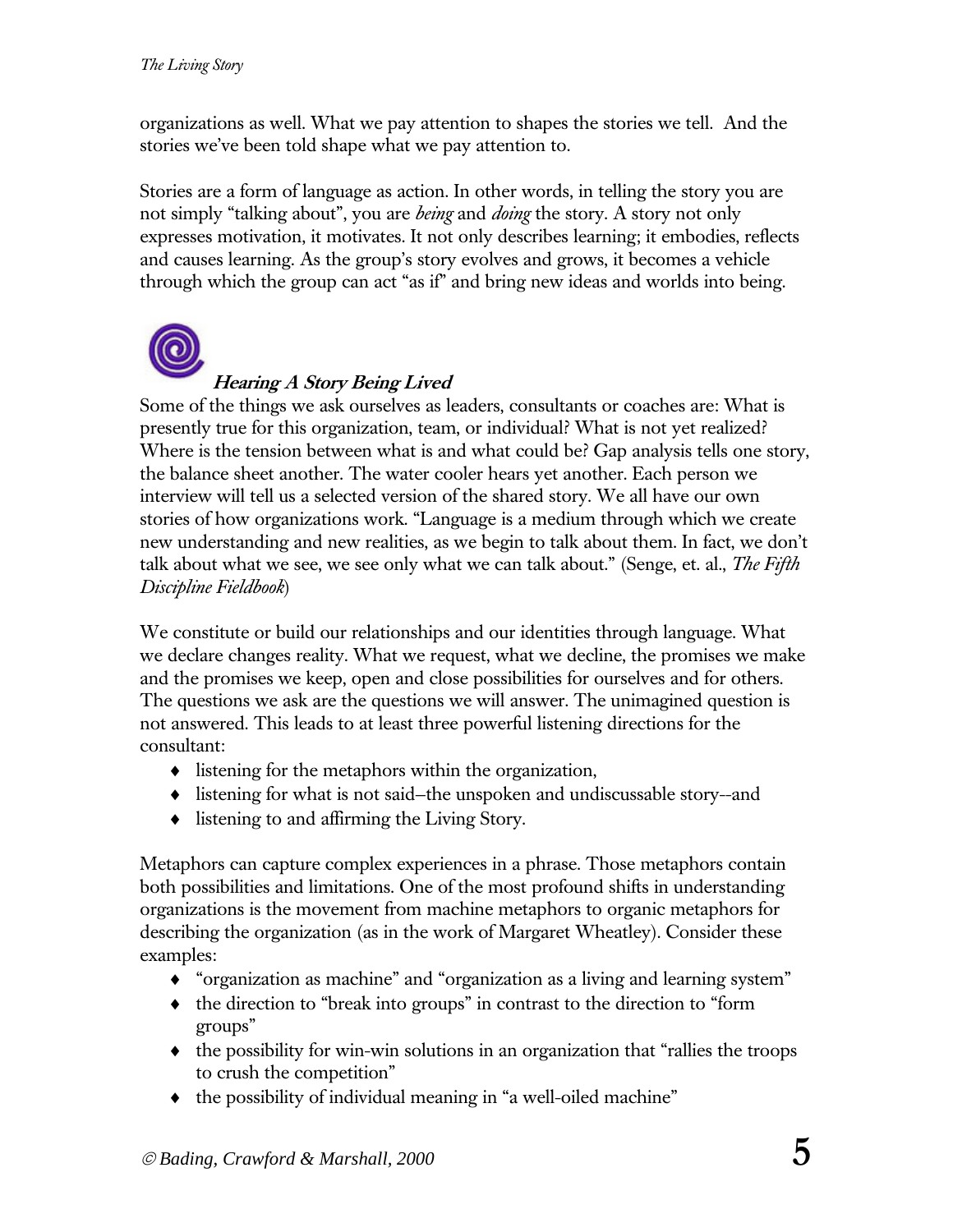organizations as well. What we pay attention to shapes the stories we tell. And the stories we've been told shape what we pay attention to.

Stories are a form of language as action. In other words, in telling the story you are not simply "talking about", you are *being* and *doing* the story. A story not only expresses motivation, it motivates. It not only describes learning; it embodies, reflects and causes learning. As the group's story evolves and grows, it becomes a vehicle through which the group can act "as if" and bring new ideas and worlds into being.

### ***Hearing A Story Being Lived***

Some of the things we ask ourselves as leaders, consultants or coaches are: What is presently true for this organization, team, or individual? What is not yet realized? Where is the tension between what is and what could be? Gap analysis tells one story, the balance sheet another. The water cooler hears yet another. Each person we interview will tell us a selected version of the shared story. We all have our own stories of how organizations work. "Language is a medium through which we create new understanding and new realities, as we begin to talk about them. In fact, we don't talk about what we see, we see only what we can talk about." (Senge, et. al., *The Fifth Discipline Fieldbook*)

We constitute or build our relationships and our identities through language. What we declare changes reality. What we request, what we decline, the promises we make and the promises we keep, open and close possibilities for ourselves and for others. The questions we ask are the questions we will answer. The unimagined question is not answered. This leads to at least three powerful listening directions for the consultant:

- listening for the metaphors within the organization,
- listening for what is not said–the unspoken and undiscussable story--and
- listening to and affirming the Living Story.

Metaphors can capture complex experiences in a phrase. Those metaphors contain both possibilities and limitations. One of the most profound shifts in understanding organizations is the movement from machine metaphors to organic metaphors for describing the organization (as in the work of Margaret Wheatley). Consider these examples:

- "organization as machine" and "organization as a living and learning system"
- the direction to "break into groups" in contrast to the direction to "form groups"
- the possibility for win-win solutions in an organization that "rallies the troops to crush the competition"
- the possibility of individual meaning in "a well-oiled machine"

© Bading, Crawford & Marshall, 2000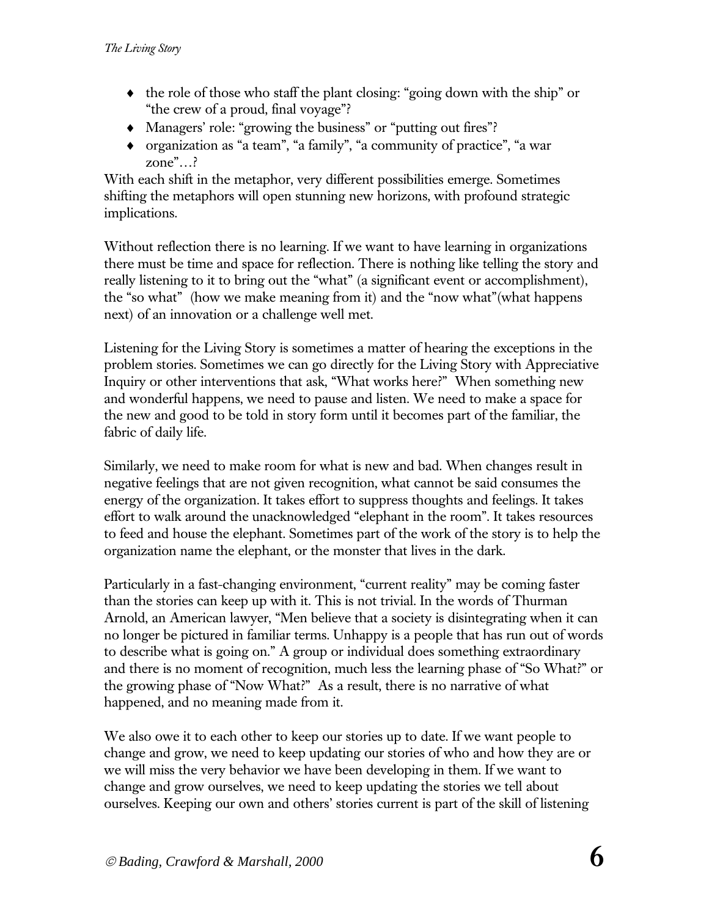- the role of those who staff the plant closing: "going down with the ship" or "the crew of a proud, final voyage"?
- Managers' role: "growing the business" or "putting out fires"?
- organization as "a team", "a family", "a community of practice", "a war zone"…?

With each shift in the metaphor, very different possibilities emerge. Sometimes shifting the metaphors will open stunning new horizons, with profound strategic implications.

Without reflection there is no learning. If we want to have learning in organizations there must be time and space for reflection. There is nothing like telling the story and really listening to it to bring out the "what" (a significant event or accomplishment), the "so what" (how we make meaning from it) and the "now what"(what happens next) of an innovation or a challenge well met.

Listening for the Living Story is sometimes a matter of hearing the exceptions in the problem stories. Sometimes we can go directly for the Living Story with Appreciative Inquiry or other interventions that ask, "What works here?" When something new and wonderful happens, we need to pause and listen. We need to make a space for the new and good to be told in story form until it becomes part of the familiar, the fabric of daily life.

Similarly, we need to make room for what is new and bad. When changes result in negative feelings that are not given recognition, what cannot be said consumes the energy of the organization. It takes effort to suppress thoughts and feelings. It takes effort to walk around the unacknowledged "elephant in the room". It takes resources to feed and house the elephant. Sometimes part of the work of the story is to help the organization name the elephant, or the monster that lives in the dark.

Particularly in a fast-changing environment, "current reality" may be coming faster than the stories can keep up with it. This is not trivial. In the words of Thurman Arnold, an American lawyer, "Men believe that a society is disintegrating when it can no longer be pictured in familiar terms. Unhappy is a people that has run out of words to describe what is going on." A group or individual does something extraordinary and there is no moment of recognition, much less the learning phase of "So What?" or the growing phase of "Now What?" As a result, there is no narrative of what happened, and no meaning made from it.

We also owe it to each other to keep our stories up to date. If we want people to change and grow, we need to keep updating our stories of who and how they are or we will miss the very behavior we have been developing in them. If we want to change and grow ourselves, we need to keep updating the stories we tell about ourselves. Keeping our own and others' stories current is part of the skill of listening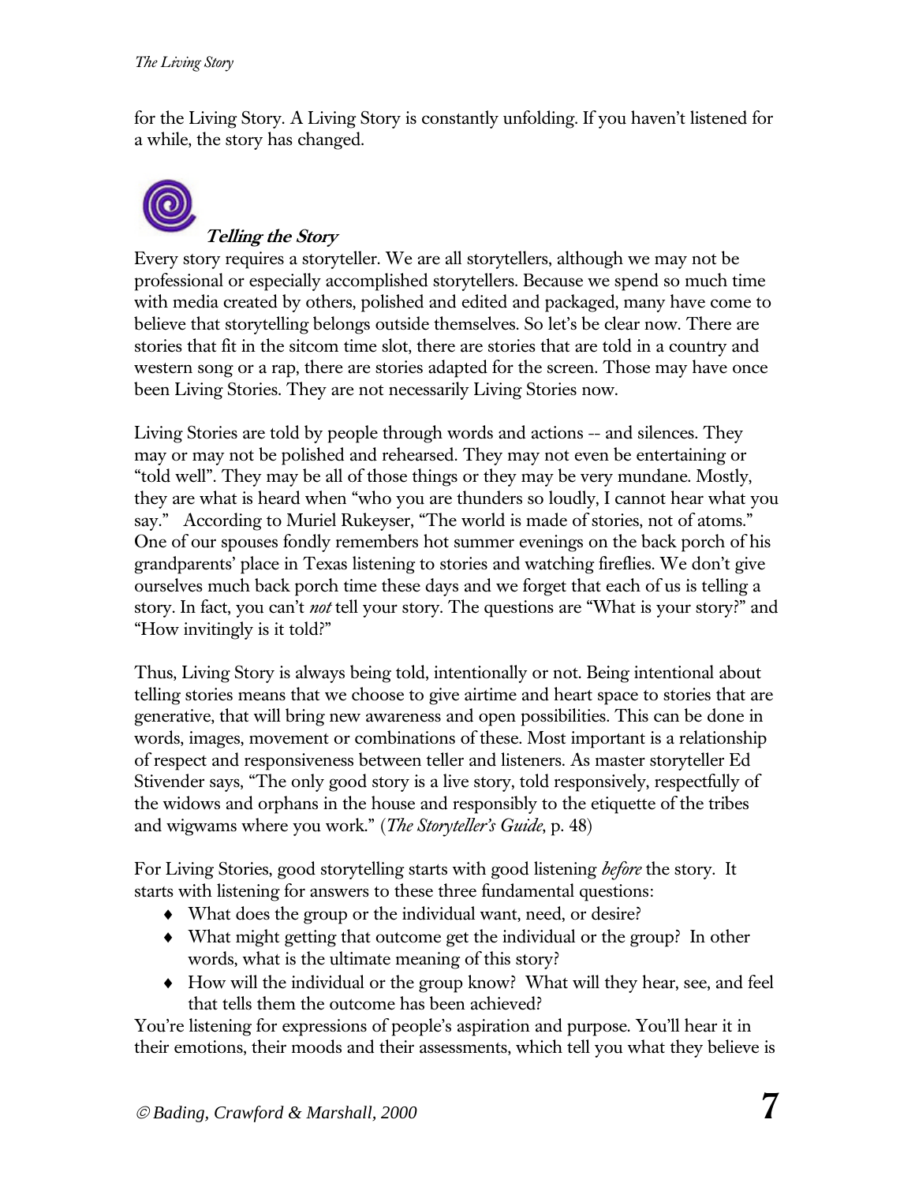for the Living Story. A Living Story is constantly unfolding. If you haven't listened for a while, the story has changed.

### ***Telling the Story***

Every story requires a storyteller. We are all storytellers, although we may not be professional or especially accomplished storytellers. Because we spend so much time with media created by others, polished and edited and packaged, many have come to believe that storytelling belongs outside themselves. So let's be clear now. There are stories that fit in the sitcom time slot, there are stories that are told in a country and western song or a rap, there are stories adapted for the screen. Those may have once been Living Stories. They are not necessarily Living Stories now.

Living Stories are told by people through words and actions -- and silences. They may or may not be polished and rehearsed. They may not even be entertaining or "told well". They may be all of those things or they may be very mundane. Mostly, they are what is heard when "who you are thunders so loudly, I cannot hear what you say." According to Muriel Rukeyser, "The world is made of stories, not of atoms." One of our spouses fondly remembers hot summer evenings on the back porch of his grandparents' place in Texas listening to stories and watching fireflies. We don't give ourselves much back porch time these days and we forget that each of us is telling a story. In fact, you can't *not* tell your story. The questions are "What is your story?" and "How invitingly is it told?"

Thus, Living Story is always being told, intentionally or not. Being intentional about telling stories means that we choose to give airtime and heart space to stories that are generative, that will bring new awareness and open possibilities. This can be done in words, images, movement or combinations of these. Most important is a relationship of respect and responsiveness between teller and listeners. As master storyteller Ed Stivender says, "The only good story is a live story, told responsively, respectfully of the widows and orphans in the house and responsibly to the etiquette of the tribes and wigwams where you work." (*The Storyteller's Guide*, p. 48)

For Living Stories, good storytelling starts with good listening *before* the story. It starts with listening for answers to these three fundamental questions:

- What does the group or the individual want, need, or desire?
- What might getting that outcome get the individual or the group? In other words, what is the ultimate meaning of this story?
- How will the individual or the group know? What will they hear, see, and feel that tells them the outcome has been achieved?

You're listening for expressions of people's aspiration and purpose. You'll hear it in their emotions, their moods and their assessments, which tell you what they believe is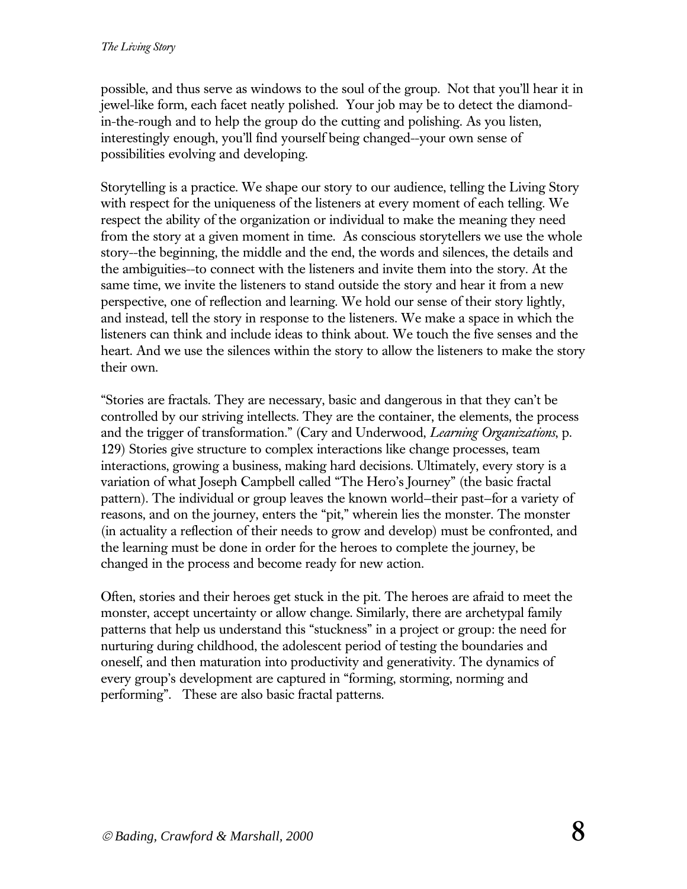possible, and thus serve as windows to the soul of the group. Not that you'll hear it in jewel-like form, each facet neatly polished. Your job may be to detect the diamond-in-the-rough and to help the group do the cutting and polishing. As you listen, interestingly enough, you'll find yourself being changed--your own sense of possibilities evolving and developing.

Storytelling is a practice. We shape our story to our audience, telling the Living Story with respect for the uniqueness of the listeners at every moment of each telling. We respect the ability of the organization or individual to make the meaning they need from the story at a given moment in time. As conscious storytellers we use the whole story--the beginning, the middle and the end, the words and silences, the details and the ambiguities--to connect with the listeners and invite them into the story. At the same time, we invite the listeners to stand outside the story and hear it from a new perspective, one of reflection and learning. We hold our sense of their story lightly, and instead, tell the story in response to the listeners. We make a space in which the listeners can think and include ideas to think about. We touch the five senses and the heart. And we use the silences within the story to allow the listeners to make the story their own.

"Stories are fractals. They are necessary, basic and dangerous in that they can't be controlled by our striving intellects. They are the container, the elements, the process and the trigger of transformation." (Cary and Underwood, *Learning Organizations*, p. 129) Stories give structure to complex interactions like change processes, team interactions, growing a business, making hard decisions. Ultimately, every story is a variation of what Joseph Campbell called "The Hero's Journey" (the basic fractal pattern). The individual or group leaves the known world–their past–for a variety of reasons, and on the journey, enters the "pit," wherein lies the monster. The monster (in actuality a reflection of their needs to grow and develop) must be confronted, and the learning must be done in order for the heroes to complete the journey, be changed in the process and become ready for new action.

Often, stories and their heroes get stuck in the pit. The heroes are afraid to meet the monster, accept uncertainty or allow change. Similarly, there are archetypal family patterns that help us understand this "stuckness" in a project or group: the need for nurturing during childhood, the adolescent period of testing the boundaries and oneself, and then maturation into productivity and generativity. The dynamics of every group's development are captured in "forming, storming, norming and performing". These are also basic fractal patterns.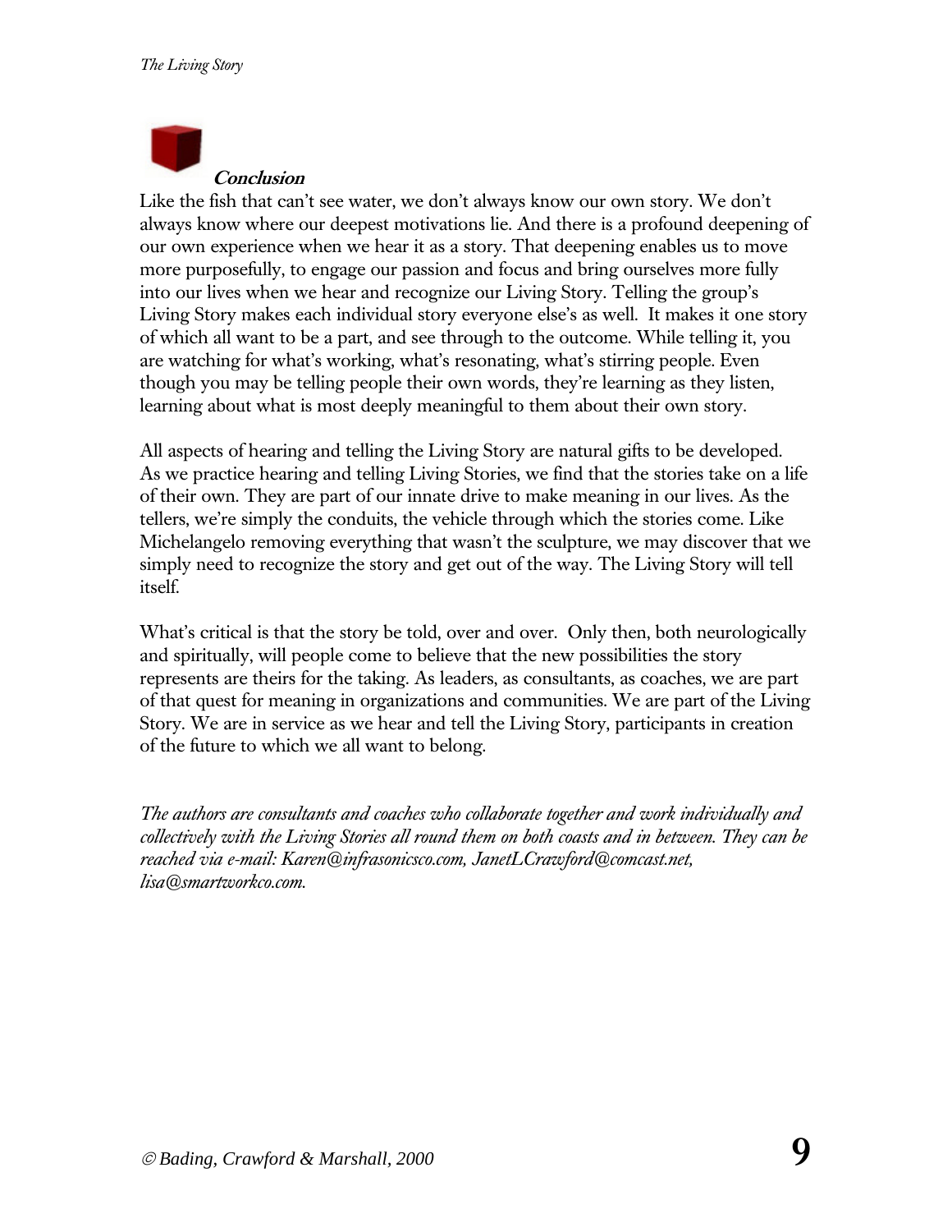## **Conclusion**

Like the fish that can't see water, we don't always know our own story. We don't always know where our deepest motivations lie. And there is a profound deepening of our own experience when we hear it as a story. That deepening enables us to move more purposefully, to engage our passion and focus and bring ourselves more fully into our lives when we hear and recognize our Living Story. Telling the group's Living Story makes each individual story everyone else's as well. It makes it one story of which all want to be a part, and see through to the outcome. While telling it, you are watching for what's working, what's resonating, what's stirring people. Even though you may be telling people their own words, they're learning as they listen, learning about what is most deeply meaningful to them about their own story.

All aspects of hearing and telling the Living Story are natural gifts to be developed. As we practice hearing and telling Living Stories, we find that the stories take on a life of their own. They are part of our innate drive to make meaning in our lives. As the tellers, we're simply the conduits, the vehicle through which the stories come. Like Michelangelo removing everything that wasn't the sculpture, we may discover that we simply need to recognize the story and get out of the way. The Living Story will tell itself.

What's critical is that the story be told, over and over. Only then, both neurologically and spiritually, will people come to believe that the new possibilities the story represents are theirs for the taking. As leaders, as consultants, as coaches, we are part of that quest for meaning in organizations and communities. We are part of the Living Story. We are in service as we hear and tell the Living Story, participants in creation of the future to which we all want to belong.

*The authors are consultants and coaches who collaborate together and work individually and collectively with the Living Stories all round them on both coasts and in between. They can be reached via e-mail: Karen@infrasonicsco.com, JanetLCrawford@comcast.net, lisa@smartworkco.com.*

*© Bading, Crawford & Marshall, 2000*